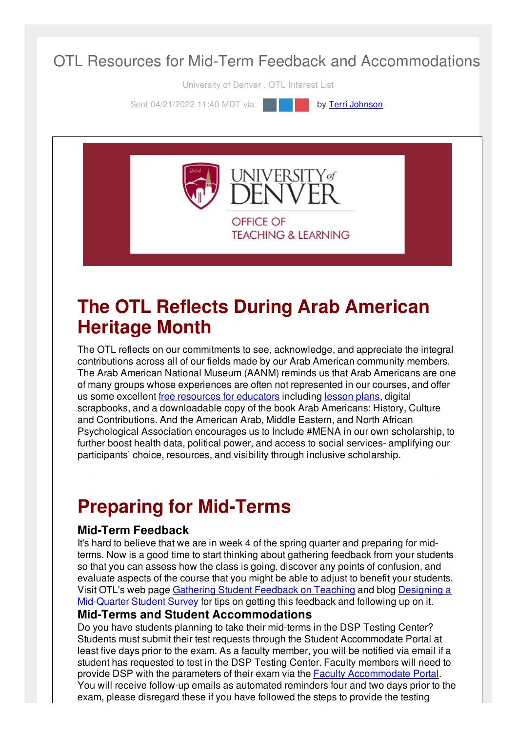# OTL Resources for Mid-Term Feedback and Accommodations

University of Denver , OTL Interest List

Sent 04/21/2022 11:40 MDT via by Terri Johnson

UNIVERSITY of DENVER

OFFICE OF TEACHING & LEARNING

## The OTL Reflects During Arab American Heritage Month

The OTL reflects on our commitments to see, acknowledge, and appreciate the integral contributions across all of our fields made by our Arab American community members. The Arab American National Museum (AANM) reminds us that Arab Americans are one of many groups whose experiences are often not represented in our courses, and offer us some excellent free resources for educators including lesson plans, digital scrapbooks, and a downloadable copy of the book Arab Americans: History, Culture and Contributions. And the American Arab, Middle Eastern, and North African Psychological Association encourages us to Include #MENA in our own scholarship, to further boost health data, political power, and access to social services- amplifying our participants' choice, resources, and visibility through inclusive scholarship.

---

## Preparing for Mid-Terms

### Mid-Term Feedback

It's hard to believe that we are in week 4 of the spring quarter and preparing for mid-terms. Now is a good time to start thinking about gathering feedback from your students so that you can assess how the class is going, discover any points of confusion, and evaluate aspects of the course that you might be able to adjust to benefit your students. Visit OTL's web page Gathering Student Feedback on Teaching and blog Designing a Mid-Quarter Student Survey for tips on getting this feedback and following up on it.

### Mid-Terms and Student Accommodations

Do you have students planning to take their mid-terms in the DSP Testing Center? Students must submit their test requests through the Student Accommodate Portal at least five days prior to the exam. As a faculty member, you will be notified via email if a student has requested to test in the DSP Testing Center. Faculty members will need to provide DSP with the parameters of their exam via the Faculty Accommodate Portal. You will receive follow-up emails as automated reminders four and two days prior to the exam, please disregard these if you have followed the steps to provide the testing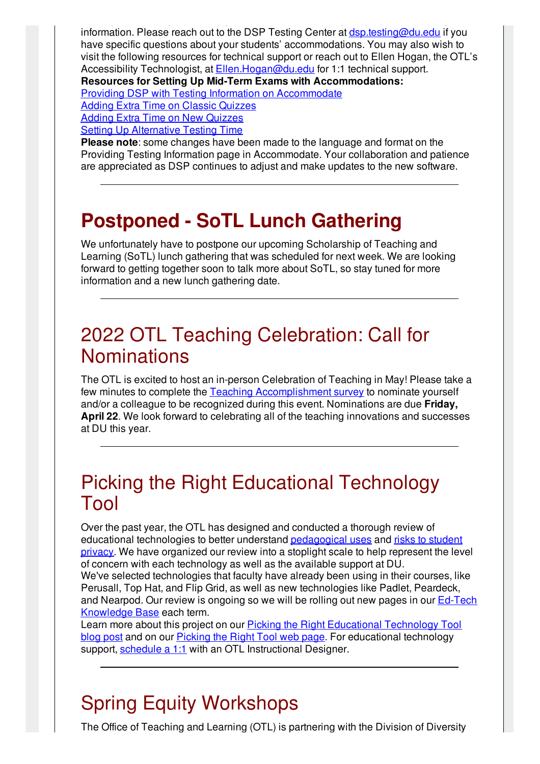information. Please reach out to the DSP Testing Center at dsp.testing@du.edu if you have specific questions about your students' accommodations. You may also wish to visit the following resources for technical support or reach out to Ellen Hogan, the OTL's Accessibility Technologist, at Ellen.Hogan@du.edu for 1:1 technical support.

**Resources for Setting Up Mid-Term Exams with Accommodations:**

Providing DSP with Testing Information on Accommodate
Adding Extra Time on Classic Quizzes
Adding Extra Time on New Quizzes
Setting Up Alternative Testing Time

**Please note**: some changes have been made to the language and format on the Providing Testing Information page in Accommodate. Your collaboration and patience are appreciated as DSP continues to adjust and make updates to the new software.

---

# Postponed - SoTL Lunch Gathering

We unfortunately have to postpone our upcoming Scholarship of Teaching and Learning (SoTL) lunch gathering that was scheduled for next week. We are looking forward to getting together soon to talk more about SoTL, so stay tuned for more information and a new lunch gathering date.

---

# 2022 OTL Teaching Celebration: Call for Nominations

The OTL is excited to host an in-person Celebration of Teaching in May! Please take a few minutes to complete the Teaching Accomplishment survey to nominate yourself and/or a colleague to be recognized during this event. Nominations are due **Friday, April 22**. We look forward to celebrating all of the teaching innovations and successes at DU this year.

---

# Picking the Right Educational Technology Tool

Over the past year, the OTL has designed and conducted a thorough review of educational technologies to better understand pedagogical uses and risks to student privacy. We have organized our review into a stoplight scale to help represent the level of concern with each technology as well as the available support at DU.
We've selected technologies that faculty have already been using in their courses, like Perusall, Top Hat, and Flip Grid, as well as new technologies like Padlet, Peardeck, and Nearpod. Our review is ongoing so we will be rolling out new pages in our Ed-Tech Knowledge Base each term.
Learn more about this project on our Picking the Right Educational Technology Tool blog post and on our Picking the Right Tool web page. For educational technology support, schedule a 1:1 with an OTL Instructional Designer.

---

# Spring Equity Workshops

The Office of Teaching and Learning (OTL) is partnering with the Division of Diversity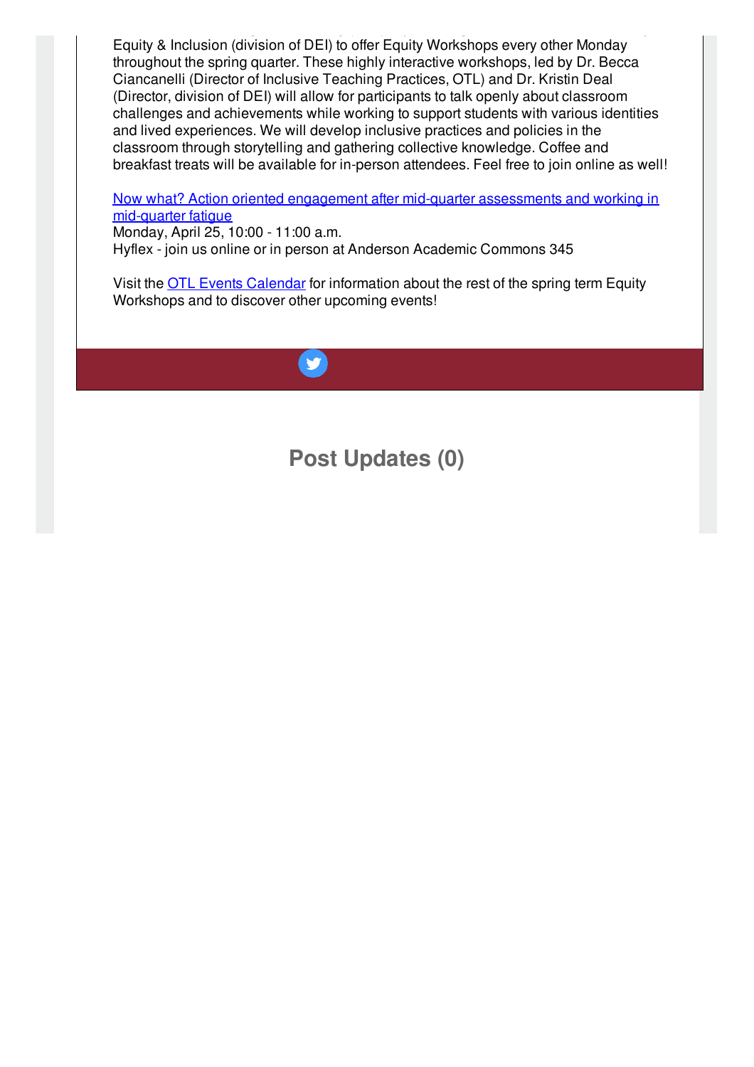Equity & Inclusion (division of DEI) to offer Equity Workshops every other Monday throughout the spring quarter. These highly interactive workshops, led by Dr. Becca Ciancanelli (Director of Inclusive Teaching Practices, OTL) and Dr. Kristin Deal (Director, division of DEI) will allow for participants to talk openly about classroom challenges and achievements while working to support students with various identities and lived experiences. We will develop inclusive practices and policies in the classroom through storytelling and gathering collective knowledge. Coffee and breakfast treats will be available for in-person attendees. Feel free to join online as well!

Now what? Action oriented engagement after mid-quarter assessments and working in mid-quarter fatigue
Monday, April 25, 10:00 - 11:00 a.m.
Hyflex - join us online or in person at Anderson Academic Commons 345

Visit the OTL Events Calendar for information about the rest of the spring term Equity Workshops and to discover other upcoming events!

## Post Updates (0)